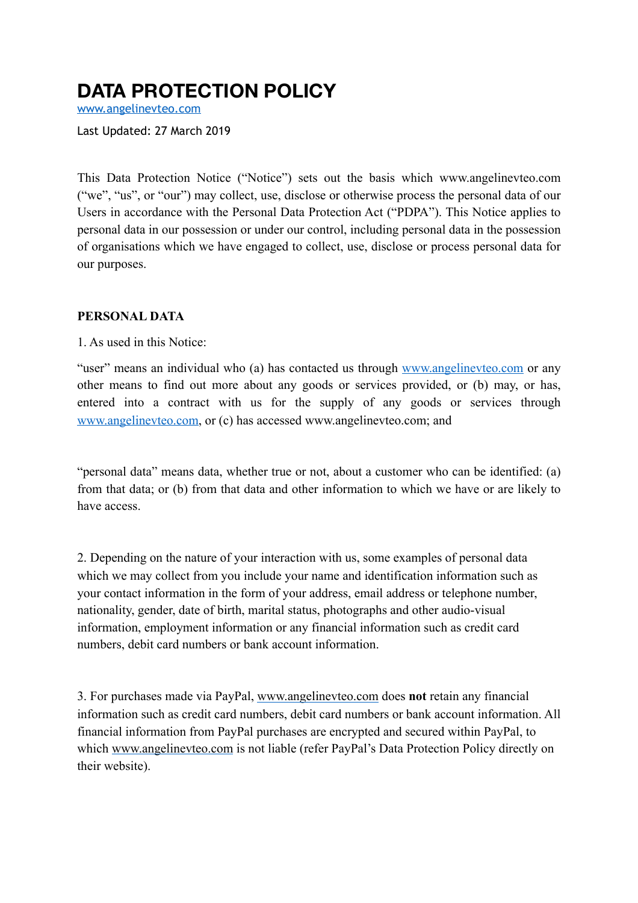# DATA PROTECTION POLICY

www.angelinevteo.com

Last Updated: 27 March 2019

This Data Protection Notice ("Notice") sets out the basis which www.angelinevteo.com ("we", "us", or "our") may collect, use, disclose or otherwise process the personal data of our Users in accordance with the Personal Data Protection Act ("PDPA"). This Notice applies to personal data in our possession or under our control, including personal data in the possession of organisations which we have engaged to collect, use, disclose or process personal data for our purposes.

## PERSONAL DATA

1. As used in this Notice:

"user" means an individual who (a) has contacted us through www.angelinevteo.com or any other means to find out more about any goods or services provided, or (b) may, or has, entered into a contract with us for the supply of any goods or services through www.angelinevteo.com, or (c) has accessed www.angelinevteo.com; and

"personal data" means data, whether true or not, about a customer who can be identified: (a) from that data; or (b) from that data and other information to which we have or are likely to have access.

2. Depending on the nature of your interaction with us, some examples of personal data which we may collect from you include your name and identification information such as your contact information in the form of your address, email address or telephone number, nationality, gender, date of birth, marital status, photographs and other audio-visual information, employment information or any financial information such as credit card numbers, debit card numbers or bank account information.

3. For purchases made via PayPal, www.angelinevteo.com does **not** retain any financial information such as credit card numbers, debit card numbers or bank account information. All financial information from PayPal purchases are encrypted and secured within PayPal, to which www.angelinevteo.com is not liable (refer PayPal's Data Protection Policy directly on their website).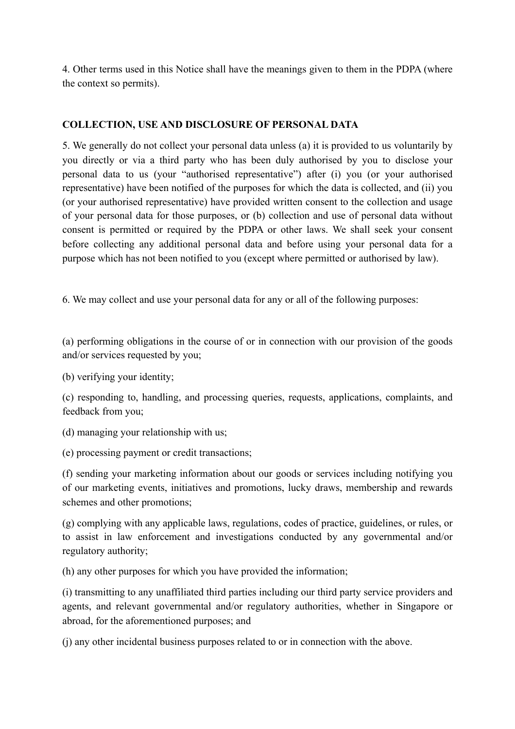4. Other terms used in this Notice shall have the meanings given to them in the PDPA (where the context so permits).

**COLLECTION, USE AND DISCLOSURE OF PERSONAL DATA**

5. We generally do not collect your personal data unless (a) it is provided to us voluntarily by you directly or via a third party who has been duly authorised by you to disclose your personal data to us (your "authorised representative") after (i) you (or your authorised representative) have been notified of the purposes for which the data is collected, and (ii) you (or your authorised representative) have provided written consent to the collection and usage of your personal data for those purposes, or (b) collection and use of personal data without consent is permitted or required by the PDPA or other laws. We shall seek your consent before collecting any additional personal data and before using your personal data for a purpose which has not been notified to you (except where permitted or authorised by law).

6. We may collect and use your personal data for any or all of the following purposes:

(a) performing obligations in the course of or in connection with our provision of the goods and/or services requested by you;

(b) verifying your identity;

(c) responding to, handling, and processing queries, requests, applications, complaints, and feedback from you;

(d) managing your relationship with us;

(e) processing payment or credit transactions;

(f) sending your marketing information about our goods or services including notifying you of our marketing events, initiatives and promotions, lucky draws, membership and rewards schemes and other promotions;

(g) complying with any applicable laws, regulations, codes of practice, guidelines, or rules, or to assist in law enforcement and investigations conducted by any governmental and/or regulatory authority;

(h) any other purposes for which you have provided the information;

(i) transmitting to any unaffiliated third parties including our third party service providers and agents, and relevant governmental and/or regulatory authorities, whether in Singapore or abroad, for the aforementioned purposes; and

(j) any other incidental business purposes related to or in connection with the above.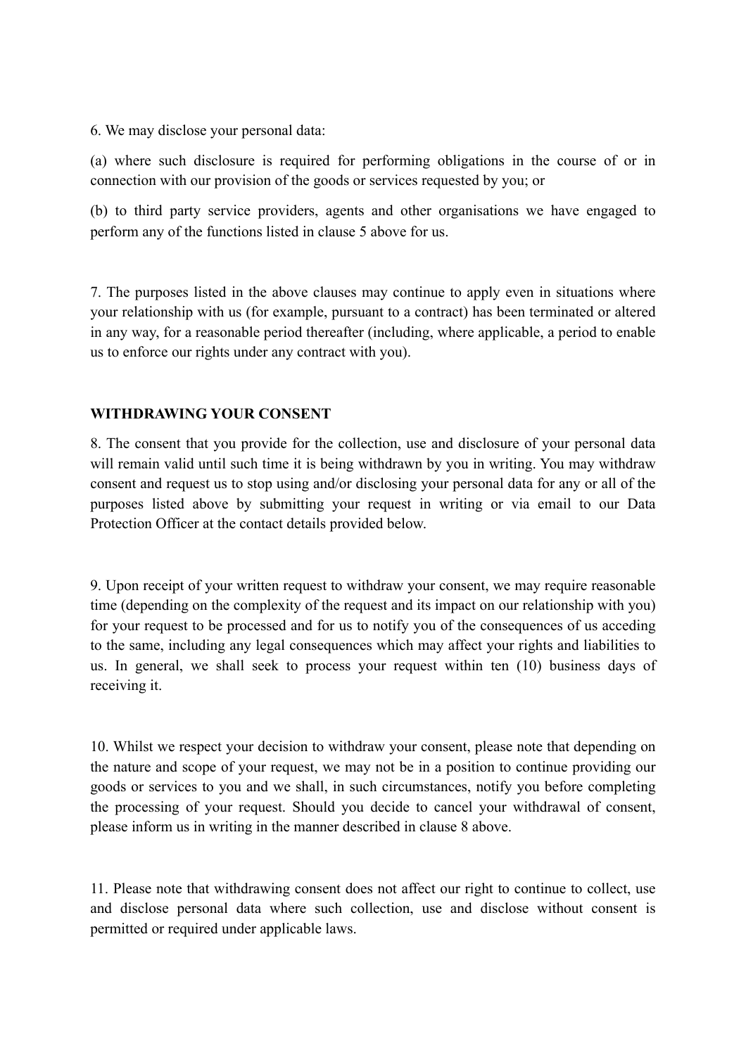6. We may disclose your personal data:

(a) where such disclosure is required for performing obligations in the course of or in connection with our provision of the goods or services requested by you; or

(b) to third party service providers, agents and other organisations we have engaged to perform any of the functions listed in clause 5 above for us.

7. The purposes listed in the above clauses may continue to apply even in situations where your relationship with us (for example, pursuant to a contract) has been terminated or altered in any way, for a reasonable period thereafter (including, where applicable, a period to enable us to enforce our rights under any contract with you).

## WITHDRAWING YOUR CONSENT

8. The consent that you provide for the collection, use and disclosure of your personal data will remain valid until such time it is being withdrawn by you in writing. You may withdraw consent and request us to stop using and/or disclosing your personal data for any or all of the purposes listed above by submitting your request in writing or via email to our Data Protection Officer at the contact details provided below.

9. Upon receipt of your written request to withdraw your consent, we may require reasonable time (depending on the complexity of the request and its impact on our relationship with you) for your request to be processed and for us to notify you of the consequences of us acceding to the same, including any legal consequences which may affect your rights and liabilities to us. In general, we shall seek to process your request within ten (10) business days of receiving it.

10. Whilst we respect your decision to withdraw your consent, please note that depending on the nature and scope of your request, we may not be in a position to continue providing our goods or services to you and we shall, in such circumstances, notify you before completing the processing of your request. Should you decide to cancel your withdrawal of consent, please inform us in writing in the manner described in clause 8 above.

11. Please note that withdrawing consent does not affect our right to continue to collect, use and disclose personal data where such collection, use and disclose without consent is permitted or required under applicable laws.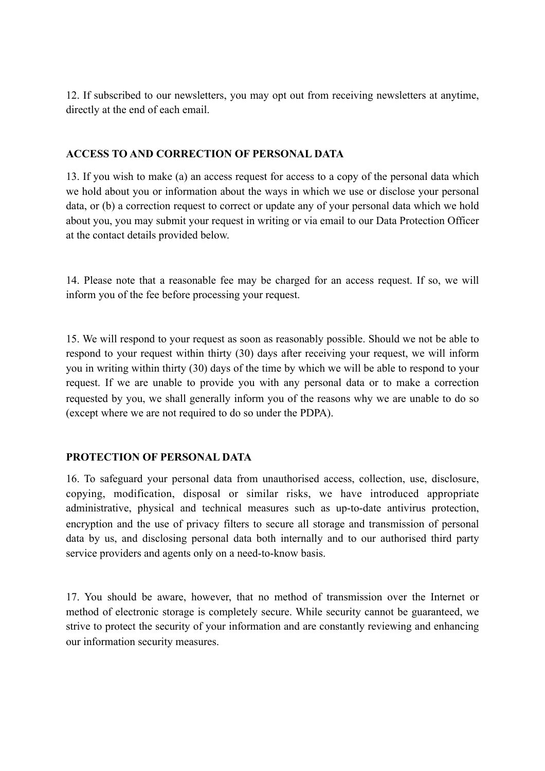12. If subscribed to our newsletters, you may opt out from receiving newsletters at anytime, directly at the end of each email.

## ACCESS TO AND CORRECTION OF PERSONAL DATA

13. If you wish to make (a) an access request for access to a copy of the personal data which we hold about you or information about the ways in which we use or disclose your personal data, or (b) a correction request to correct or update any of your personal data which we hold about you, you may submit your request in writing or via email to our Data Protection Officer at the contact details provided below.

14. Please note that a reasonable fee may be charged for an access request. If so, we will inform you of the fee before processing your request.

15. We will respond to your request as soon as reasonably possible. Should we not be able to respond to your request within thirty (30) days after receiving your request, we will inform you in writing within thirty (30) days of the time by which we will be able to respond to your request. If we are unable to provide you with any personal data or to make a correction requested by you, we shall generally inform you of the reasons why we are unable to do so (except where we are not required to do so under the PDPA).

## PROTECTION OF PERSONAL DATA

16. To safeguard your personal data from unauthorised access, collection, use, disclosure, copying, modification, disposal or similar risks, we have introduced appropriate administrative, physical and technical measures such as up-to-date antivirus protection, encryption and the use of privacy filters to secure all storage and transmission of personal data by us, and disclosing personal data both internally and to our authorised third party service providers and agents only on a need-to-know basis.

17. You should be aware, however, that no method of transmission over the Internet or method of electronic storage is completely secure. While security cannot be guaranteed, we strive to protect the security of your information and are constantly reviewing and enhancing our information security measures.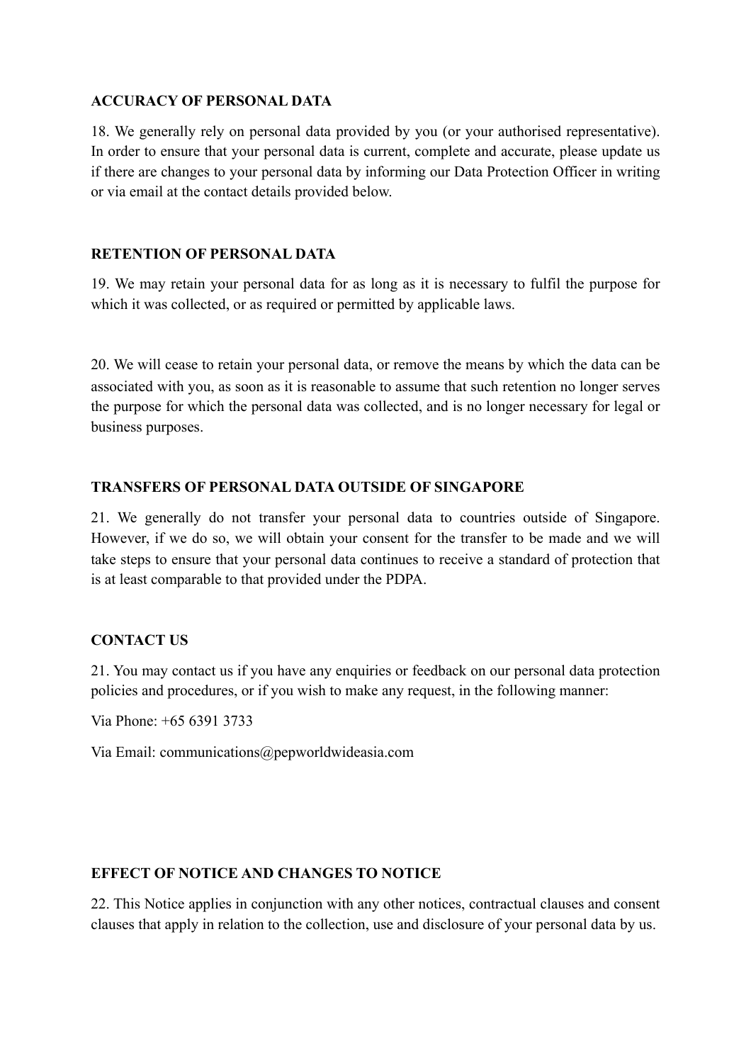**ACCURACY OF PERSONAL DATA**

18. We generally rely on personal data provided by you (or your authorised representative). In order to ensure that your personal data is current, complete and accurate, please update us if there are changes to your personal data by informing our Data Protection Officer in writing or via email at the contact details provided below.

**RETENTION OF PERSONAL DATA**

19. We may retain your personal data for as long as it is necessary to fulfil the purpose for which it was collected, or as required or permitted by applicable laws.

20. We will cease to retain your personal data, or remove the means by which the data can be associated with you, as soon as it is reasonable to assume that such retention no longer serves the purpose for which the personal data was collected, and is no longer necessary for legal or business purposes.

**TRANSFERS OF PERSONAL DATA OUTSIDE OF SINGAPORE**

21. We generally do not transfer your personal data to countries outside of Singapore. However, if we do so, we will obtain your consent for the transfer to be made and we will take steps to ensure that your personal data continues to receive a standard of protection that is at least comparable to that provided under the PDPA.

**CONTACT US**

21. You may contact us if you have any enquiries or feedback on our personal data protection policies and procedures, or if you wish to make any request, in the following manner:

Via Phone: +65 6391 3733

Via Email: communications@pepworldwideasia.com

**EFFECT OF NOTICE AND CHANGES TO NOTICE**

22. This Notice applies in conjunction with any other notices, contractual clauses and consent clauses that apply in relation to the collection, use and disclosure of your personal data by us.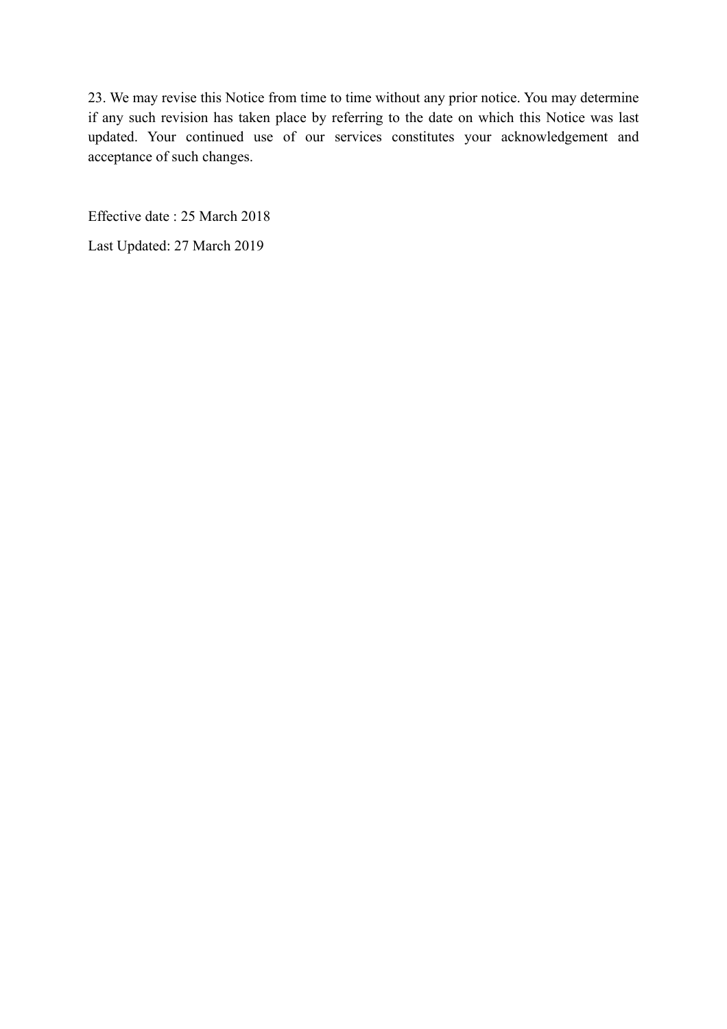23. We may revise this Notice from time to time without any prior notice. You may determine if any such revision has taken place by referring to the date on which this Notice was last updated. Your continued use of our services constitutes your acknowledgement and acceptance of such changes.

Effective date : 25 March 2018

Last Updated: 27 March 2019